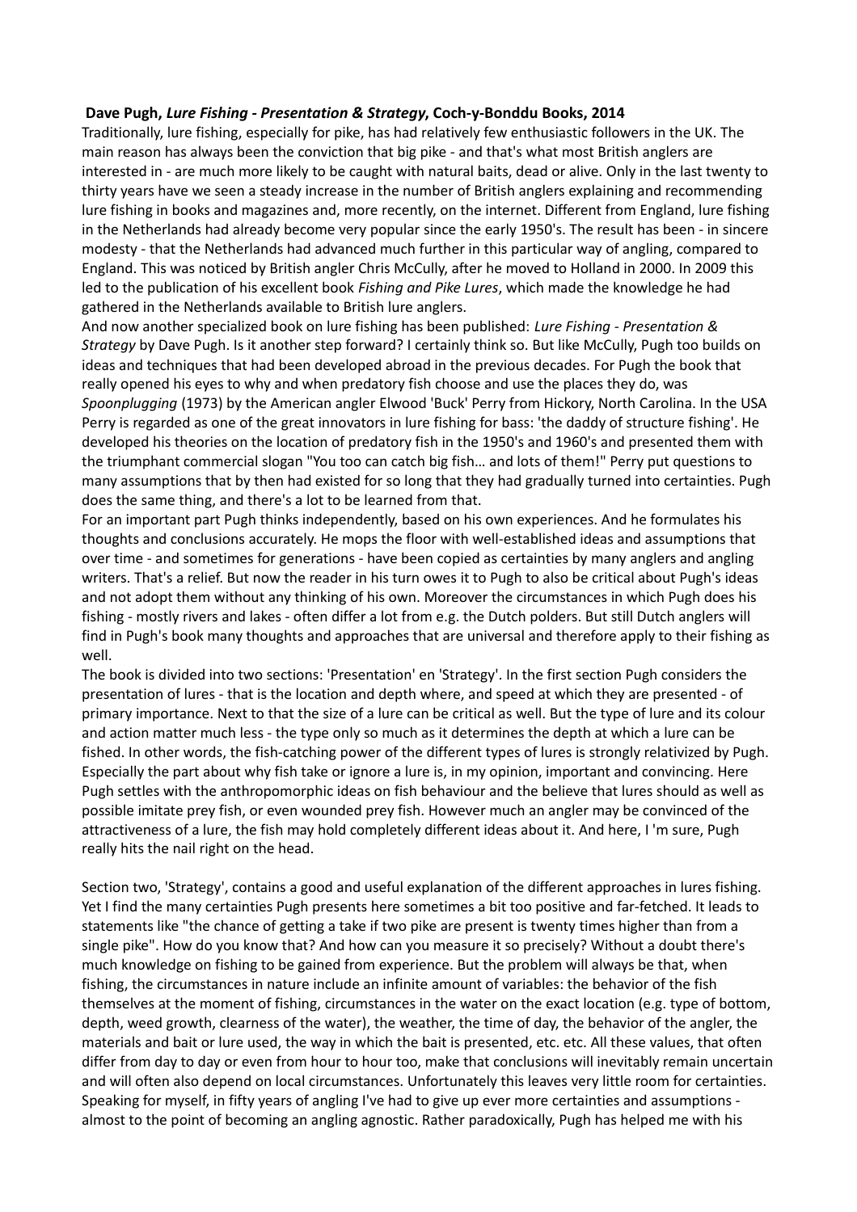**Dave Pugh, *Lure Fishing - Presentation & Strategy*, Coch-y-Bonddu Books, 2014**

Traditionally, lure fishing, especially for pike, has had relatively few enthusiastic followers in the UK. The main reason has always been the conviction that big pike - and that's what most British anglers are interested in - are much more likely to be caught with natural baits, dead or alive. Only in the last twenty to thirty years have we seen a steady increase in the number of British anglers explaining and recommending lure fishing in books and magazines and, more recently, on the internet. Different from England, lure fishing in the Netherlands had already become very popular since the early 1950's. The result has been - in sincere modesty - that the Netherlands had advanced much further in this particular way of angling, compared to England. This was noticed by British angler Chris McCully, after he moved to Holland in 2000. In 2009 this led to the publication of his excellent book *Fishing and Pike Lures*, which made the knowledge he had gathered in the Netherlands available to British lure anglers.

And now another specialized book on lure fishing has been published: *Lure Fishing - Presentation & Strategy* by Dave Pugh. Is it another step forward? I certainly think so. But like McCully, Pugh too builds on ideas and techniques that had been developed abroad in the previous decades. For Pugh the book that really opened his eyes to why and when predatory fish choose and use the places they do, was *Spoonplugging* (1973) by the American angler Elwood 'Buck' Perry from Hickory, North Carolina. In the USA Perry is regarded as one of the great innovators in lure fishing for bass: 'the daddy of structure fishing'. He developed his theories on the location of predatory fish in the 1950's and 1960's and presented them with the triumphant commercial slogan "You too can catch big fish… and lots of them!" Perry put questions to many assumptions that by then had existed for so long that they had gradually turned into certainties. Pugh does the same thing, and there's a lot to be learned from that.

For an important part Pugh thinks independently, based on his own experiences. And he formulates his thoughts and conclusions accurately. He mops the floor with well-established ideas and assumptions that over time - and sometimes for generations - have been copied as certainties by many anglers and angling writers. That's a relief. But now the reader in his turn owes it to Pugh to also be critical about Pugh's ideas and not adopt them without any thinking of his own. Moreover the circumstances in which Pugh does his fishing - mostly rivers and lakes - often differ a lot from e.g. the Dutch polders. But still Dutch anglers will find in Pugh's book many thoughts and approaches that are universal and therefore apply to their fishing as well.

The book is divided into two sections: 'Presentation' en 'Strategy'. In the first section Pugh considers the presentation of lures - that is the location and depth where, and speed at which they are presented - of primary importance. Next to that the size of a lure can be critical as well. But the type of lure and its colour and action matter much less - the type only so much as it determines the depth at which a lure can be fished. In other words, the fish-catching power of the different types of lures is strongly relativized by Pugh. Especially the part about why fish take or ignore a lure is, in my opinion, important and convincing. Here Pugh settles with the anthropomorphic ideas on fish behaviour and the believe that lures should as well as possible imitate prey fish, or even wounded prey fish. However much an angler may be convinced of the attractiveness of a lure, the fish may hold completely different ideas about it. And here, I 'm sure, Pugh really hits the nail right on the head.

Section two, 'Strategy', contains a good and useful explanation of the different approaches in lures fishing. Yet I find the many certainties Pugh presents here sometimes a bit too positive and far-fetched. It leads to statements like "the chance of getting a take if two pike are present is twenty times higher than from a single pike". How do you know that? And how can you measure it so precisely? Without a doubt there's much knowledge on fishing to be gained from experience. But the problem will always be that, when fishing, the circumstances in nature include an infinite amount of variables: the behavior of the fish themselves at the moment of fishing, circumstances in the water on the exact location (e.g. type of bottom, depth, weed growth, clearness of the water), the weather, the time of day, the behavior of the angler, the materials and bait or lure used, the way in which the bait is presented, etc. etc. All these values, that often differ from day to day or even from hour to hour too, make that conclusions will inevitably remain uncertain and will often also depend on local circumstances. Unfortunately this leaves very little room for certainties. Speaking for myself, in fifty years of angling I've had to give up ever more certainties and assumptions - almost to the point of becoming an angling agnostic. Rather paradoxically, Pugh has helped me with his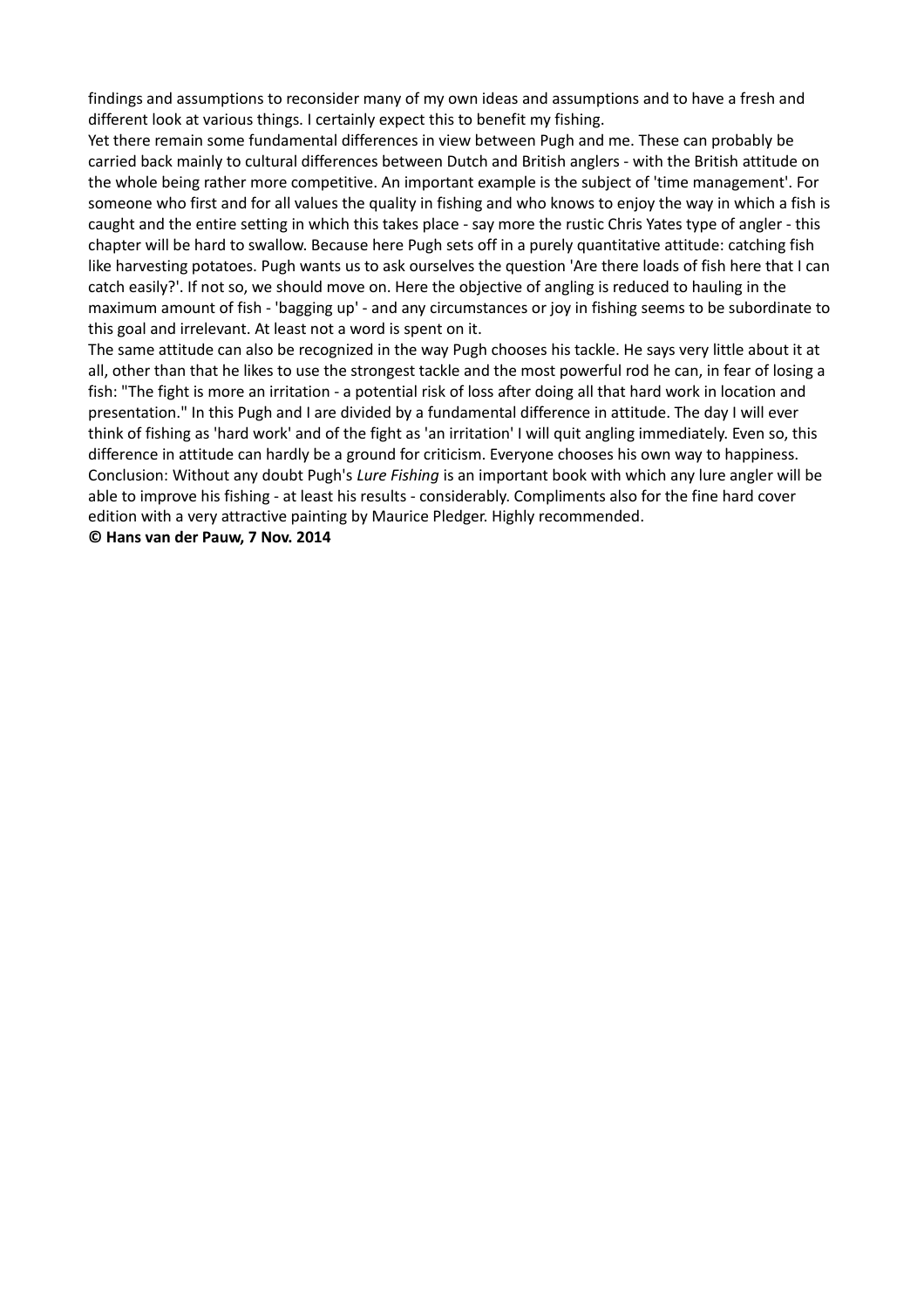findings and assumptions to reconsider many of my own ideas and assumptions and to have a fresh and different look at various things. I certainly expect this to benefit my fishing.

Yet there remain some fundamental differences in view between Pugh and me. These can probably be carried back mainly to cultural differences between Dutch and British anglers - with the British attitude on the whole being rather more competitive. An important example is the subject of 'time management'. For someone who first and for all values the quality in fishing and who knows to enjoy the way in which a fish is caught and the entire setting in which this takes place - say more the rustic Chris Yates type of angler - this chapter will be hard to swallow. Because here Pugh sets off in a purely quantitative attitude: catching fish like harvesting potatoes. Pugh wants us to ask ourselves the question 'Are there loads of fish here that I can catch easily?'. If not so, we should move on. Here the objective of angling is reduced to hauling in the maximum amount of fish - 'bagging up' - and any circumstances or joy in fishing seems to be subordinate to this goal and irrelevant. At least not a word is spent on it.

The same attitude can also be recognized in the way Pugh chooses his tackle. He says very little about it at all, other than that he likes to use the strongest tackle and the most powerful rod he can, in fear of losing a fish: "The fight is more an irritation - a potential risk of loss after doing all that hard work in location and presentation." In this Pugh and I are divided by a fundamental difference in attitude. The day I will ever think of fishing as 'hard work' and of the fight as 'an irritation' I will quit angling immediately. Even so, this difference in attitude can hardly be a ground for criticism. Everyone chooses his own way to happiness.

Conclusion: Without any doubt Pugh's *Lure Fishing* is an important book with which any lure angler will be able to improve his fishing - at least his results - considerably. Compliments also for the fine hard cover edition with a very attractive painting by Maurice Pledger. Highly recommended.

**© Hans van der Pauw, 7 Nov. 2014**